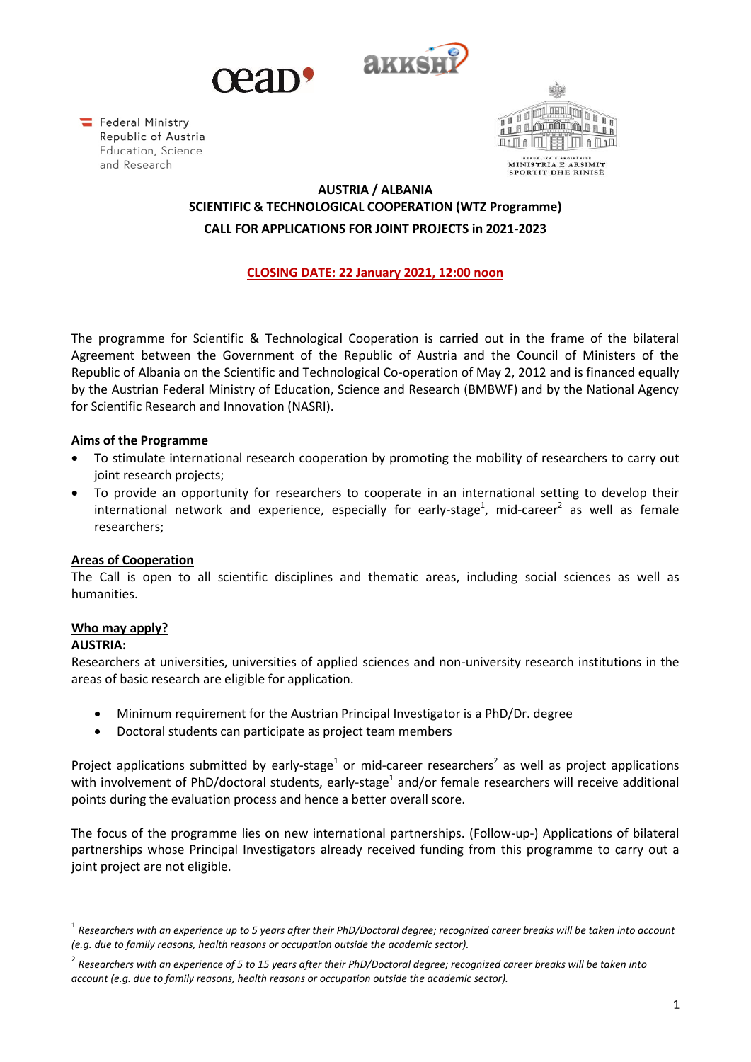Federal Ministry
Republic of Austria
Education, Science
and Research

MINISTRIA E ARSIMIT SPORTIT DHE RINISË

**AUSTRIA / ALBANIA**
**SCIENTIFIC & TECHNOLOGICAL COOPERATION (WTZ Programme)**
**CALL FOR APPLICATIONS FOR JOINT PROJECTS in 2021-2023**

**CLOSING DATE: 22 January 2021, 12:00 noon**

The programme for Scientific & Technological Cooperation is carried out in the frame of the bilateral Agreement between the Government of the Republic of Austria and the Council of Ministers of the Republic of Albania on the Scientific and Technological Co-operation of May 2, 2012 and is financed equally by the Austrian Federal Ministry of Education, Science and Research (BMBWF) and by the National Agency for Scientific Research and Innovation (NASRI).

## Aims of the Programme

- To stimulate international research cooperation by promoting the mobility of researchers to carry out joint research projects;
- To provide an opportunity for researchers to cooperate in an international setting to develop their international network and experience, especially for early-stage[1], mid-career[2] as well as female researchers;

## Areas of Cooperation

The Call is open to all scientific disciplines and thematic areas, including social sciences as well as humanities.

## Who may apply?

**AUSTRIA:**

Researchers at universities, universities of applied sciences and non-university research institutions in the areas of basic research are eligible for application.

- Minimum requirement for the Austrian Principal Investigator is a PhD/Dr. degree
- Doctoral students can participate as project team members

Project applications submitted by early-stage[1] or mid-career researchers[2] as well as project applications with involvement of PhD/doctoral students, early-stage[1] and/or female researchers will receive additional points during the evaluation process and hence a better overall score.

The focus of the programme lies on new international partnerships. (Follow-up-) Applications of bilateral partnerships whose Principal Investigators already received funding from this programme to carry out a joint project are not eligible.

---

[1] *Researchers with an experience up to 5 years after their PhD/Doctoral degree; recognized career breaks will be taken into account (e.g. due to family reasons, health reasons or occupation outside the academic sector).*

[2] *Researchers with an experience of 5 to 15 years after their PhD/Doctoral degree; recognized career breaks will be taken into account (e.g. due to family reasons, health reasons or occupation outside the academic sector).*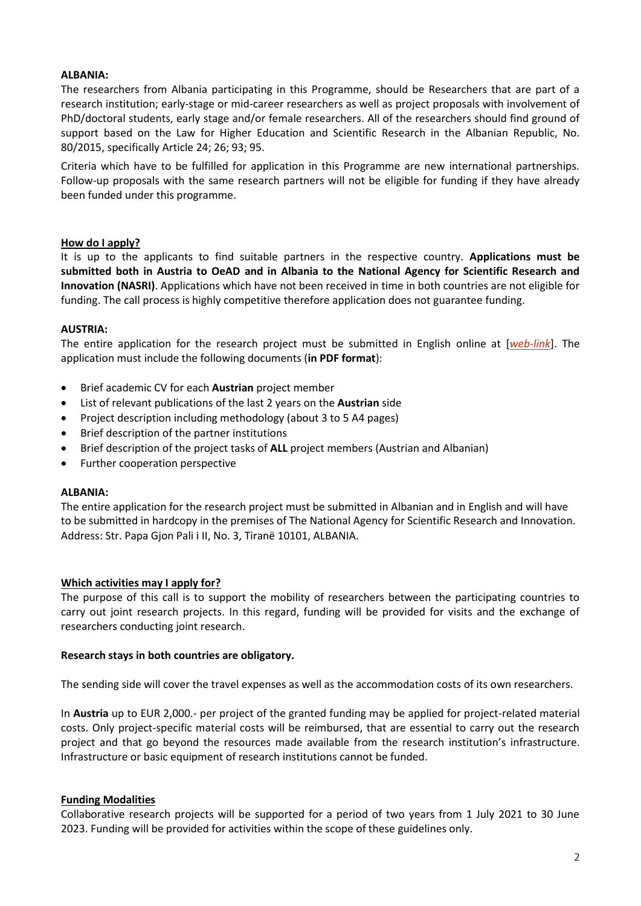**ALBANIA:**

The researchers from Albania participating in this Programme, should be Researchers that are part of a research institution; early-stage or mid-career researchers as well as project proposals with involvement of PhD/doctoral students, early stage and/or female researchers. All of the researchers should find ground of support based on the Law for Higher Education and Scientific Research in the Albanian Republic, No. 80/2015, specifically Article 24; 26; 93; 95.

Criteria which have to be fulfilled for application in this Programme are new international partnerships. Follow-up proposals with the same research partners will not be eligible for funding if they have already been funded under this programme.

## How do I apply?

It is up to the applicants to find suitable partners in the respective country. **Applications must be submitted both in Austria to OeAD and in Albania to the National Agency for Scientific Research and Innovation (NASRI)**. Applications which have not been received in time in both countries are not eligible for funding. The call process is highly competitive therefore application does not guarantee funding.

**AUSTRIA:**

The entire application for the research project must be submitted in English online at [*web-link*]. The application must include the following documents (**in PDF format**):

- Brief academic CV for each **Austrian** project member
- List of relevant publications of the last 2 years on the **Austrian** side
- Project description including methodology (about 3 to 5 A4 pages)
- Brief description of the partner institutions
- Brief description of the project tasks of **ALL** project members (Austrian and Albanian)
- Further cooperation perspective

**ALBANIA:**

The entire application for the research project must be submitted in Albanian and in English and will have to be submitted in hardcopy in the premises of The National Agency for Scientific Research and Innovation. Address: Str. Papa Gjon Pali i II, No. 3, Tiranë 10101, ALBANIA.

## Which activities may I apply for?

The purpose of this call is to support the mobility of researchers between the participating countries to carry out joint research projects. In this regard, funding will be provided for visits and the exchange of researchers conducting joint research.

**Research stays in both countries are obligatory.**

The sending side will cover the travel expenses as well as the accommodation costs of its own researchers.

In **Austria** up to EUR 2,000.- per project of the granted funding may be applied for project-related material costs. Only project-specific material costs will be reimbursed, that are essential to carry out the research project and that go beyond the resources made available from the research institution's infrastructure. Infrastructure or basic equipment of research institutions cannot be funded.

## Funding Modalities

Collaborative research projects will be supported for a period of two years from 1 July 2021 to 30 June 2023. Funding will be provided for activities within the scope of these guidelines only.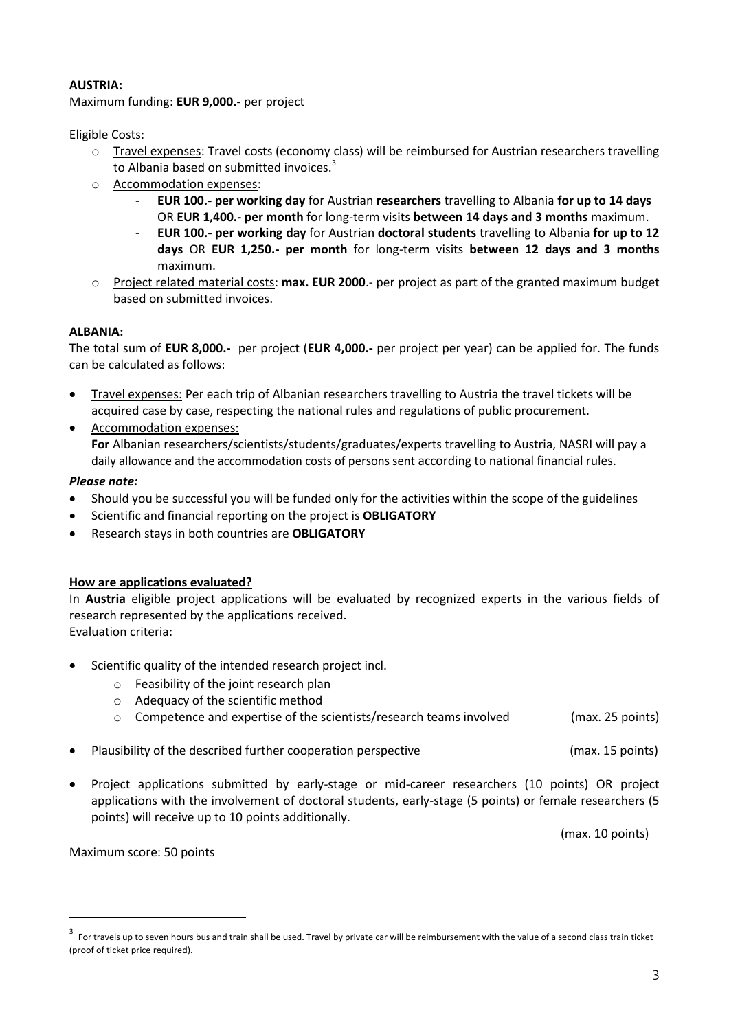**AUSTRIA:**

Maximum funding: **EUR 9,000.-** per project

Eligible Costs:

- Travel expenses: Travel costs (economy class) will be reimbursed for Austrian researchers travelling to Albania based on submitted invoices.[3]
- Accommodation expenses:
  - **EUR 100.- per working day** for Austrian **researchers** travelling to Albania **for up to 14 days** OR **EUR 1,400.- per month** for long-term visits **between 14 days and 3 months** maximum.
  - **EUR 100.- per working day** for Austrian **doctoral students** travelling to Albania **for up to 12 days** OR **EUR 1,250.- per month** for long-term visits **between 12 days and 3 months** maximum.
- Project related material costs: **max. EUR 2000**.- per project as part of the granted maximum budget based on submitted invoices.

**ALBANIA:**

The total sum of **EUR 8,000.-** per project (**EUR 4,000.-** per project per year) can be applied for. The funds can be calculated as follows:

- Travel expenses: Per each trip of Albanian researchers travelling to Austria the travel tickets will be acquired case by case, respecting the national rules and regulations of public procurement.
- Accommodation expenses:
  **For** Albanian researchers/scientists/students/graduates/experts travelling to Austria, NASRI will pay a daily allowance and the accommodation costs of persons sent according to national financial rules.

***Please note:***

- Should you be successful you will be funded only for the activities within the scope of the guidelines
- Scientific and financial reporting on the project is **OBLIGATORY**
- Research stays in both countries are **OBLIGATORY**

**How are applications evaluated?**

In **Austria** eligible project applications will be evaluated by recognized experts in the various fields of research represented by the applications received.
Evaluation criteria:

- Scientific quality of the intended research project incl.
  - Feasibility of the joint research plan
  - Adequacy of the scientific method
  - Competence and expertise of the scientists/research teams involved (max. 25 points)
- Plausibility of the described further cooperation perspective (max. 15 points)
- Project applications submitted by early-stage or mid-career researchers (10 points) OR project applications with the involvement of doctoral students, early-stage (5 points) or female researchers (5 points) will receive up to 10 points additionally.

  (max. 10 points)

Maximum score: 50 points

[3] For travels up to seven hours bus and train shall be used. Travel by private car will be reimbursement with the value of a second class train ticket (proof of ticket price required).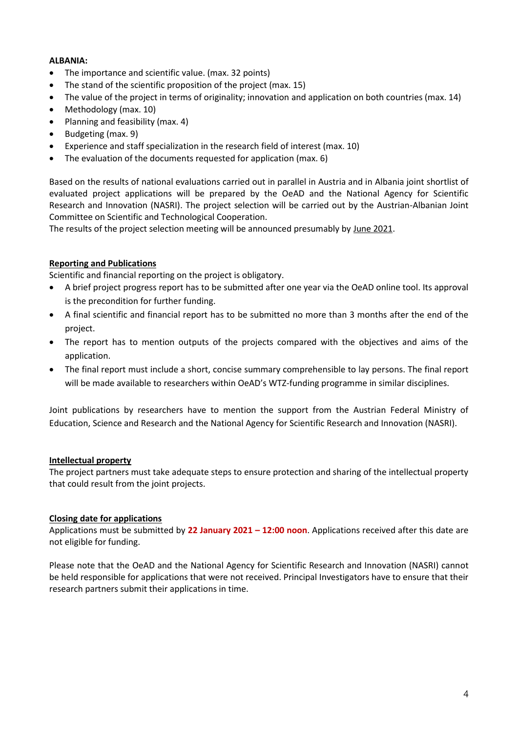**ALBANIA:**

- The importance and scientific value. (max. 32 points)
- The stand of the scientific proposition of the project (max. 15)
- The value of the project in terms of originality; innovation and application on both countries (max. 14)
- Methodology (max. 10)
- Planning and feasibility (max. 4)
- Budgeting (max. 9)
- Experience and staff specialization in the research field of interest (max. 10)
- The evaluation of the documents requested for application (max. 6)

Based on the results of national evaluations carried out in parallel in Austria and in Albania joint shortlist of evaluated project applications will be prepared by the OeAD and the National Agency for Scientific Research and Innovation (NASRI). The project selection will be carried out by the Austrian-Albanian Joint Committee on Scientific and Technological Cooperation.
The results of the project selection meeting will be announced presumably by June 2021.

## Reporting and Publications

Scientific and financial reporting on the project is obligatory.

- A brief project progress report has to be submitted after one year via the OeAD online tool. Its approval is the precondition for further funding.
- A final scientific and financial report has to be submitted no more than 3 months after the end of the project.
- The report has to mention outputs of the projects compared with the objectives and aims of the application.
- The final report must include a short, concise summary comprehensible to lay persons. The final report will be made available to researchers within OeAD's WTZ-funding programme in similar disciplines.

Joint publications by researchers have to mention the support from the Austrian Federal Ministry of Education, Science and Research and the National Agency for Scientific Research and Innovation (NASRI).

## Intellectual property

The project partners must take adequate steps to ensure protection and sharing of the intellectual property that could result from the joint projects.

## Closing date for applications

Applications must be submitted by **22 January 2021 – 12:00 noon**. Applications received after this date are not eligible for funding.

Please note that the OeAD and the National Agency for Scientific Research and Innovation (NASRI) cannot be held responsible for applications that were not received. Principal Investigators have to ensure that their research partners submit their applications in time.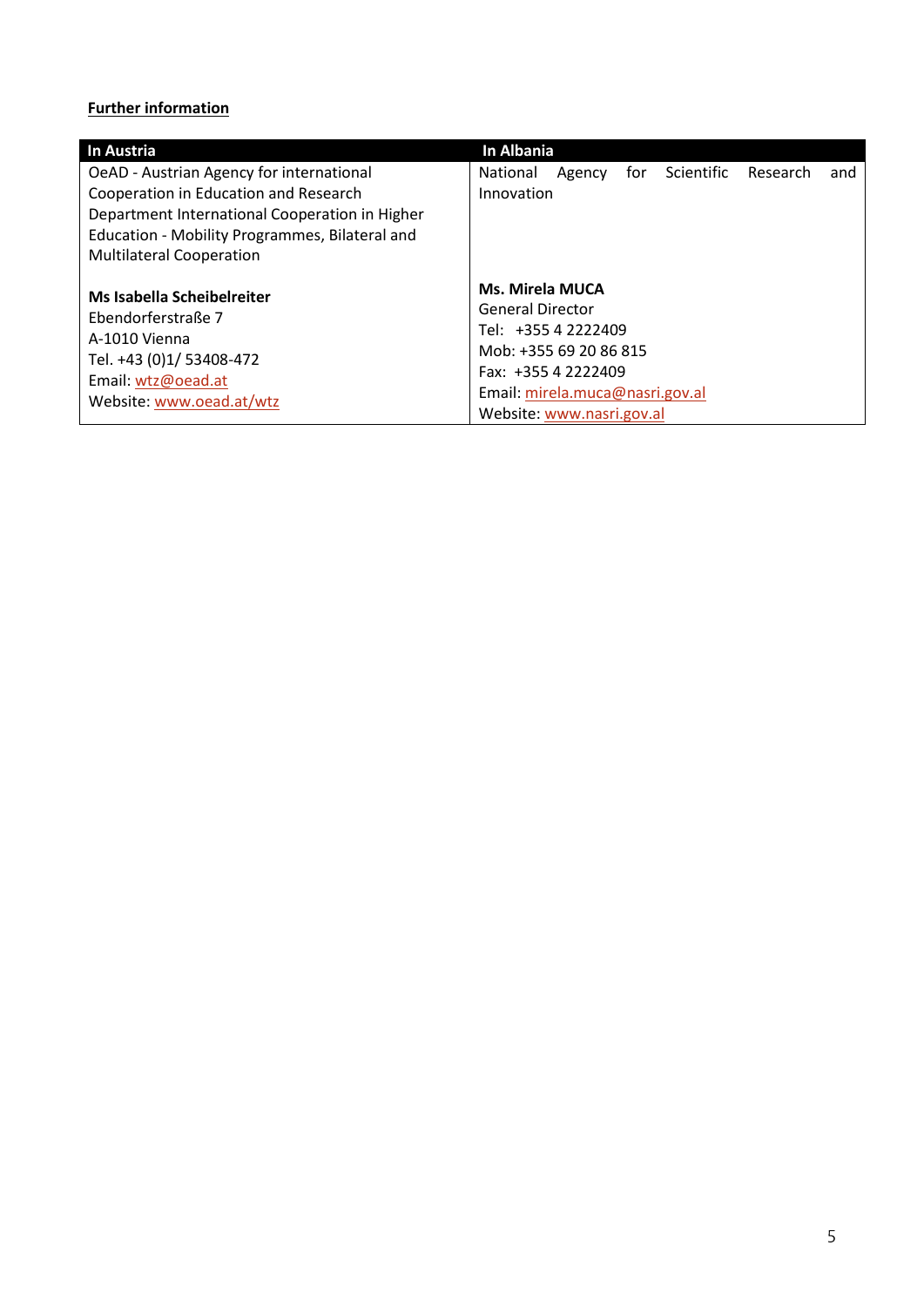**Further information**

| In Austria | In Albania |
|---|---|
| OeAD - Austrian Agency for international Cooperation in Education and Research<br>Department International Cooperation in Higher Education - Mobility Programmes, Bilateral and Multilateral Cooperation<br><br>**Ms Isabella Scheibelreiter**<br>Ebendorferstraße 7<br>A-1010 Vienna<br>Tel. +43 (0)1/ 53408-472<br>Email: wtz@oead.at<br>Website: www.oead.at/wtz | National Agency for Scientific Research and Innovation<br><br>**Ms. Mirela MUCA**<br>General Director<br>Tel: +355 4 2222409<br>Mob: +355 69 20 86 815<br>Fax: +355 4 2222409<br>Email: mirela.muca@nasri.gov.al<br>Website: www.nasri.gov.al |